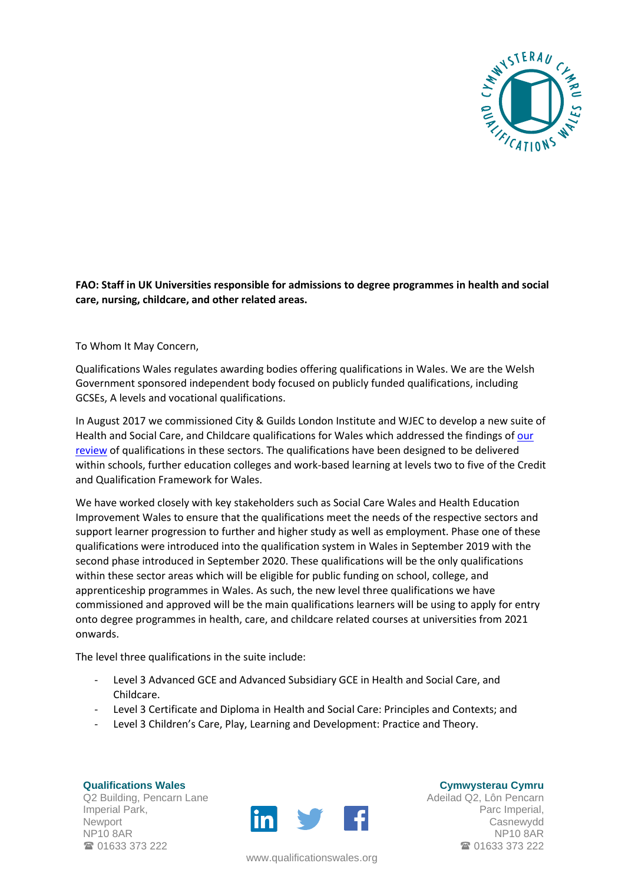**FAO: Staff in UK Universities responsible for admissions to degree programmes in health and social care, nursing, childcare, and other related areas.**

To Whom It May Concern,

Qualifications Wales regulates awarding bodies offering qualifications in Wales. We are the Welsh Government sponsored independent body focused on publicly funded qualifications, including GCSEs, A levels and vocational qualifications.

In August 2017 we commissioned City & Guilds London Institute and WJEC to develop a new suite of Health and Social Care, and Childcare qualifications for Wales which addressed the findings of our review of qualifications in these sectors. The qualifications have been designed to be delivered within schools, further education colleges and work-based learning at levels two to five of the Credit and Qualification Framework for Wales.

We have worked closely with key stakeholders such as Social Care Wales and Health Education Improvement Wales to ensure that the qualifications meet the needs of the respective sectors and support learner progression to further and higher study as well as employment. Phase one of these qualifications were introduced into the qualification system in Wales in September 2019 with the second phase introduced in September 2020. These qualifications will be the only qualifications within these sector areas which will be eligible for public funding on school, college, and apprenticeship programmes in Wales. As such, the new level three qualifications we have commissioned and approved will be the main qualifications learners will be using to apply for entry onto degree programmes in health, care, and childcare related courses at universities from 2021 onwards.

The level three qualifications in the suite include:

- Level 3 Advanced GCE and Advanced Subsidiary GCE in Health and Social Care, and Childcare.
- Level 3 Certificate and Diploma in Health and Social Care: Principles and Contexts; and
- Level 3 Children's Care, Play, Learning and Development: Practice and Theory.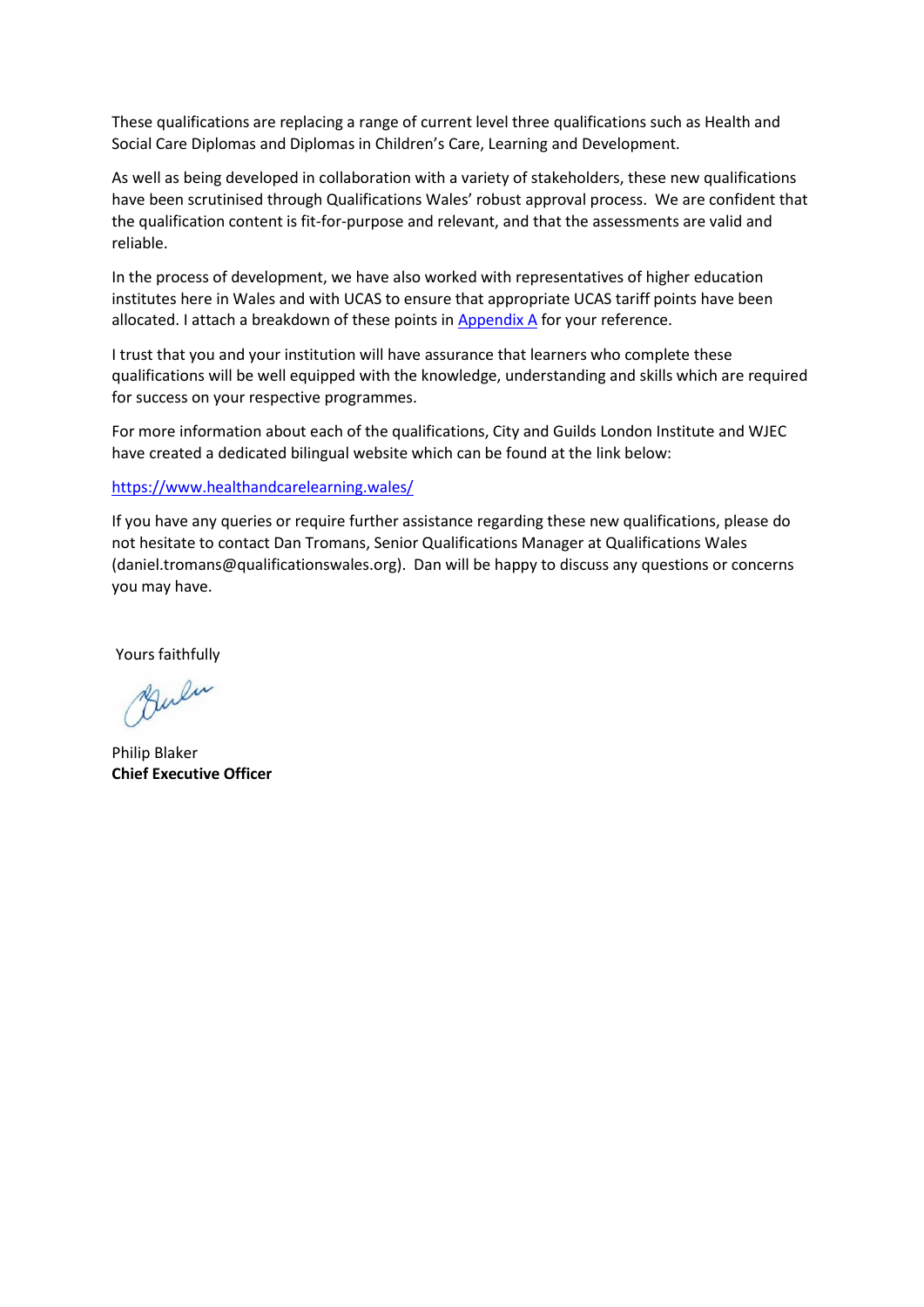These qualifications are replacing a range of current level three qualifications such as Health and Social Care Diplomas and Diplomas in Children's Care, Learning and Development.

As well as being developed in collaboration with a variety of stakeholders, these new qualifications have been scrutinised through Qualifications Wales' robust approval process. We are confident that the qualification content is fit-for-purpose and relevant, and that the assessments are valid and reliable.

In the process of development, we have also worked with representatives of higher education institutes here in Wales and with UCAS to ensure that appropriate UCAS tariff points have been allocated. I attach a breakdown of these points in Appendix A for your reference.

I trust that you and your institution will have assurance that learners who complete these qualifications will be well equipped with the knowledge, understanding and skills which are required for success on your respective programmes.

For more information about each of the qualifications, City and Guilds London Institute and WJEC have created a dedicated bilingual website which can be found at the link below:

https://www.healthandcarelearning.wales/

If you have any queries or require further assistance regarding these new qualifications, please do not hesitate to contact Dan Tromans, Senior Qualifications Manager at Qualifications Wales (daniel.tromans@qualificationswales.org). Dan will be happy to discuss any questions or concerns you may have.

Yours faithfully

Philip Blaker
**Chief Executive Officer**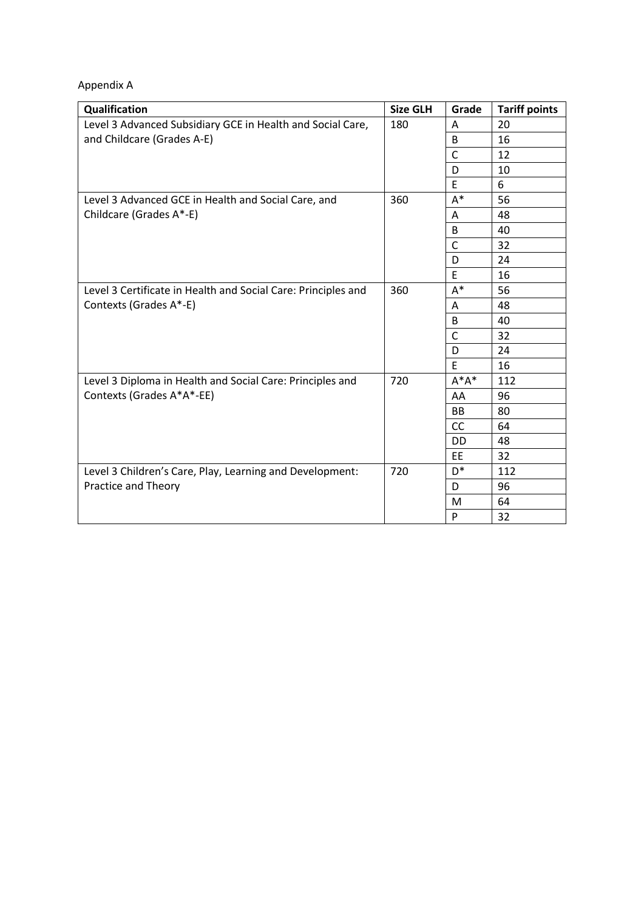Appendix A

| Qualification | Size GLH | Grade | Tariff points |
| --- | --- | --- | --- |
| Level 3 Advanced Subsidiary GCE in Health and Social Care, and Childcare (Grades A-E) | 180 | A | 20 |
| | | B | 16 |
| | | C | 12 |
| | | D | 10 |
| | | E | 6 |
| Level 3 Advanced GCE in Health and Social Care, and Childcare (Grades A*-E) | 360 | A* | 56 |
| | | A | 48 |
| | | B | 40 |
| | | C | 32 |
| | | D | 24 |
| | | E | 16 |
| Level 3 Certificate in Health and Social Care: Principles and Contexts (Grades A*-E) | 360 | A* | 56 |
| | | A | 48 |
| | | B | 40 |
| | | C | 32 |
| | | D | 24 |
| | | E | 16 |
| Level 3 Diploma in Health and Social Care: Principles and Contexts (Grades A*A*-EE) | 720 | A*A* | 112 |
| | | AA | 96 |
| | | BB | 80 |
| | | CC | 64 |
| | | DD | 48 |
| | | EE | 32 |
| Level 3 Children's Care, Play, Learning and Development: Practice and Theory | 720 | D* | 112 |
| | | D | 96 |
| | | M | 64 |
| | | P | 32 |